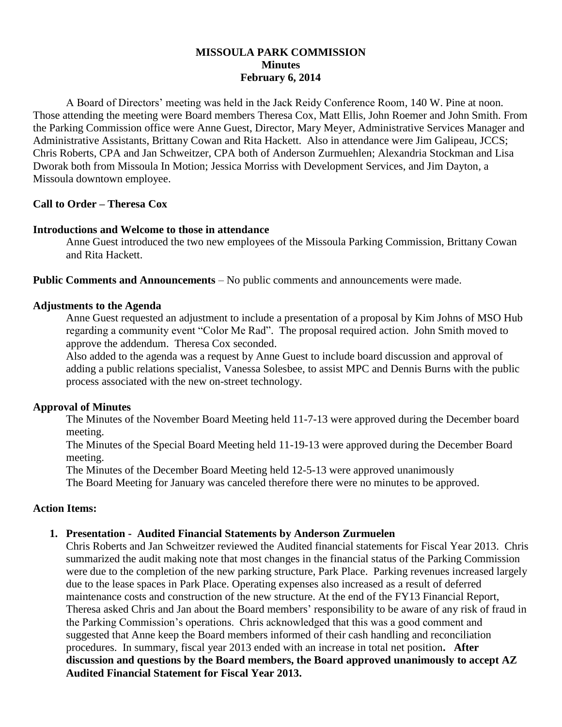# MISSOULA PARK COMMISSION
## Minutes
## February 6, 2014

A Board of Directors' meeting was held in the Jack Reidy Conference Room, 140 W. Pine at noon. Those attending the meeting were Board members Theresa Cox, Matt Ellis, John Roemer and John Smith. From the Parking Commission office were Anne Guest, Director, Mary Meyer, Administrative Services Manager and Administrative Assistants, Brittany Cowan and Rita Hackett. Also in attendance were Jim Galipeau, JCCS; Chris Roberts, CPA and Jan Schweitzer, CPA both of Anderson Zurmuehlen; Alexandria Stockman and Lisa Dworak both from Missoula In Motion; Jessica Morriss with Development Services, and Jim Dayton, a Missoula downtown employee.

**Call to Order – Theresa Cox**

**Introductions and Welcome to those in attendance**

Anne Guest introduced the two new employees of the Missoula Parking Commission, Brittany Cowan and Rita Hackett.

**Public Comments and Announcements** – No public comments and announcements were made.

**Adjustments to the Agenda**

Anne Guest requested an adjustment to include a presentation of a proposal by Kim Johns of MSO Hub regarding a community event "Color Me Rad". The proposal required action. John Smith moved to approve the addendum. Theresa Cox seconded.

Also added to the agenda was a request by Anne Guest to include board discussion and approval of adding a public relations specialist, Vanessa Solesbee, to assist MPC and Dennis Burns with the public process associated with the new on-street technology.

**Approval of Minutes**

The Minutes of the November Board Meeting held 11-7-13 were approved during the December board meeting.

The Minutes of the Special Board Meeting held 11-19-13 were approved during the December Board meeting.

The Minutes of the December Board Meeting held 12-5-13 were approved unanimously

The Board Meeting for January was canceled therefore there were no minutes to be approved.

**Action Items:**

1. **Presentation - Audited Financial Statements by Anderson Zurmuelen**

   Chris Roberts and Jan Schweitzer reviewed the Audited financial statements for Fiscal Year 2013. Chris summarized the audit making note that most changes in the financial status of the Parking Commission were due to the completion of the new parking structure, Park Place. Parking revenues increased largely due to the lease spaces in Park Place. Operating expenses also increased as a result of deferred maintenance costs and construction of the new structure. At the end of the FY13 Financial Report, Theresa asked Chris and Jan about the Board members' responsibility to be aware of any risk of fraud in the Parking Commission's operations. Chris acknowledged that this was a good comment and suggested that Anne keep the Board members informed of their cash handling and reconciliation procedures. In summary, fiscal year 2013 ended with an increase in total net position**. After discussion and questions by the Board members, the Board approved unanimously to accept AZ Audited Financial Statement for Fiscal Year 2013.**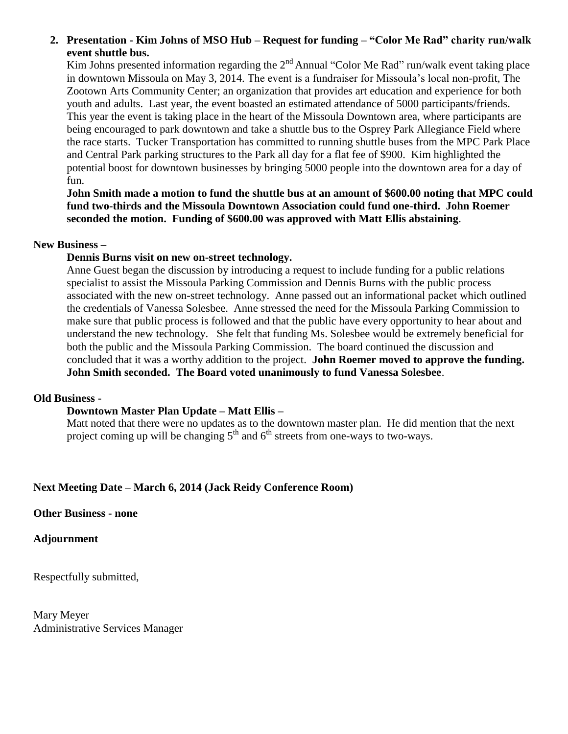2. **Presentation - Kim Johns of MSO Hub – Request for funding – "Color Me Rad" charity run/walk event shuttle bus.**

   Kim Johns presented information regarding the 2nd Annual "Color Me Rad" run/walk event taking place in downtown Missoula on May 3, 2014. The event is a fundraiser for Missoula's local non-profit, The Zootown Arts Community Center; an organization that provides art education and experience for both youth and adults. Last year, the event boasted an estimated attendance of 5000 participants/friends. This year the event is taking place in the heart of the Missoula Downtown area, where participants are being encouraged to park downtown and take a shuttle bus to the Osprey Park Allegiance Field where the race starts. Tucker Transportation has committed to running shuttle buses from the MPC Park Place and Central Park parking structures to the Park all day for a flat fee of $900. Kim highlighted the potential boost for downtown businesses by bringing 5000 people into the downtown area for a day of fun.

   **John Smith made a motion to fund the shuttle bus at an amount of $600.00 noting that MPC could fund two-thirds and the Missoula Downtown Association could fund one-third. John Roemer seconded the motion. Funding of $600.00 was approved with Matt Ellis abstaining**.

**New Business –**

**Dennis Burns visit on new on-street technology.**

Anne Guest began the discussion by introducing a request to include funding for a public relations specialist to assist the Missoula Parking Commission and Dennis Burns with the public process associated with the new on-street technology. Anne passed out an informational packet which outlined the credentials of Vanessa Solesbee. Anne stressed the need for the Missoula Parking Commission to make sure that public process is followed and that the public have every opportunity to hear about and understand the new technology. She felt that funding Ms. Solesbee would be extremely beneficial for both the public and the Missoula Parking Commission. The board continued the discussion and concluded that it was a worthy addition to the project. **John Roemer moved to approve the funding. John Smith seconded. The Board voted unanimously to fund Vanessa Solesbee**.

**Old Business -**

**Downtown Master Plan Update – Matt Ellis –**

Matt noted that there were no updates as to the downtown master plan. He did mention that the next project coming up will be changing 5th and 6th streets from one-ways to two-ways.

**Next Meeting Date – March 6, 2014 (Jack Reidy Conference Room)**

**Other Business - none**

**Adjournment**

Respectfully submitted,

Mary Meyer
Administrative Services Manager